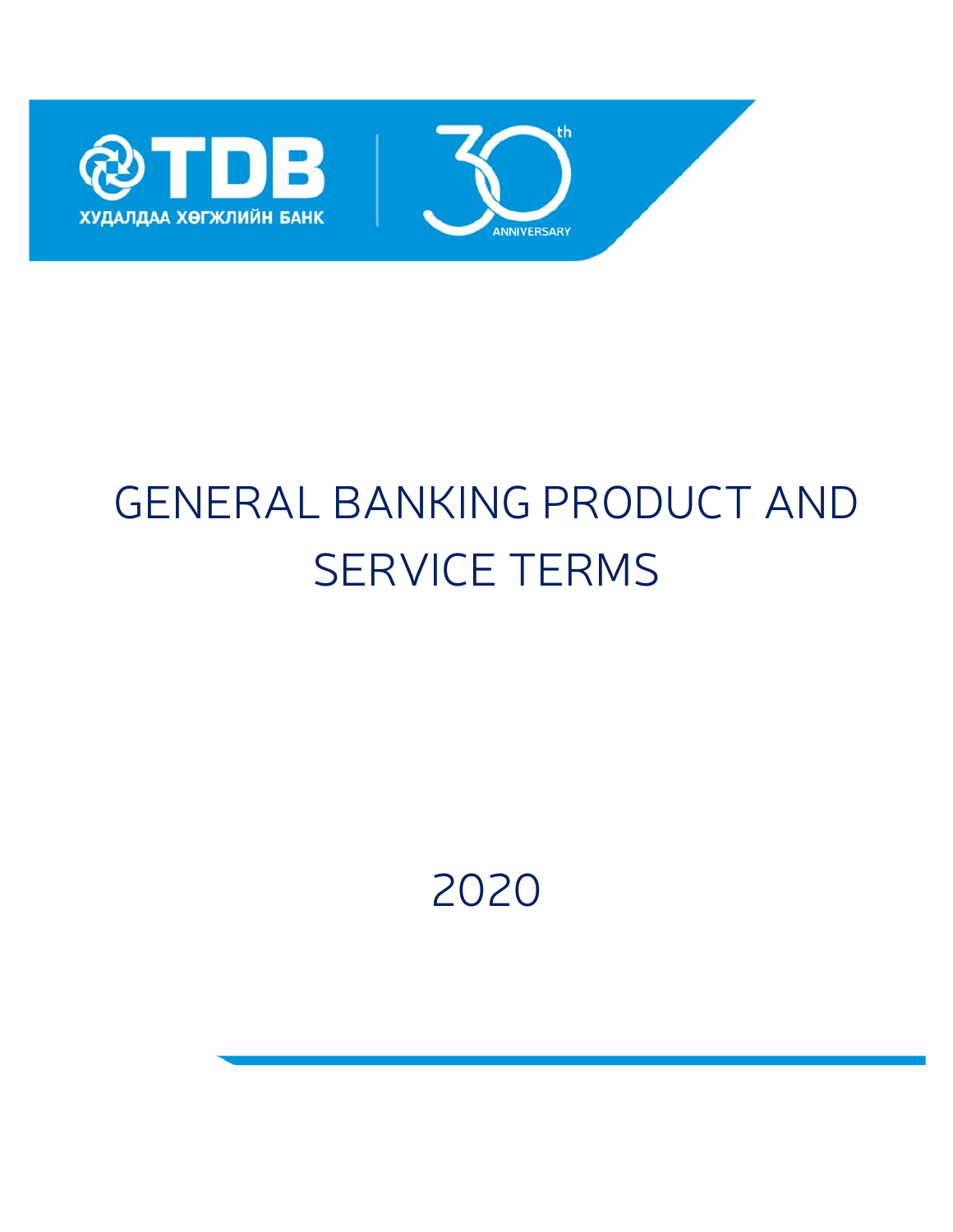# GENERAL BANKING PRODUCT AND SERVICE TERMS

2020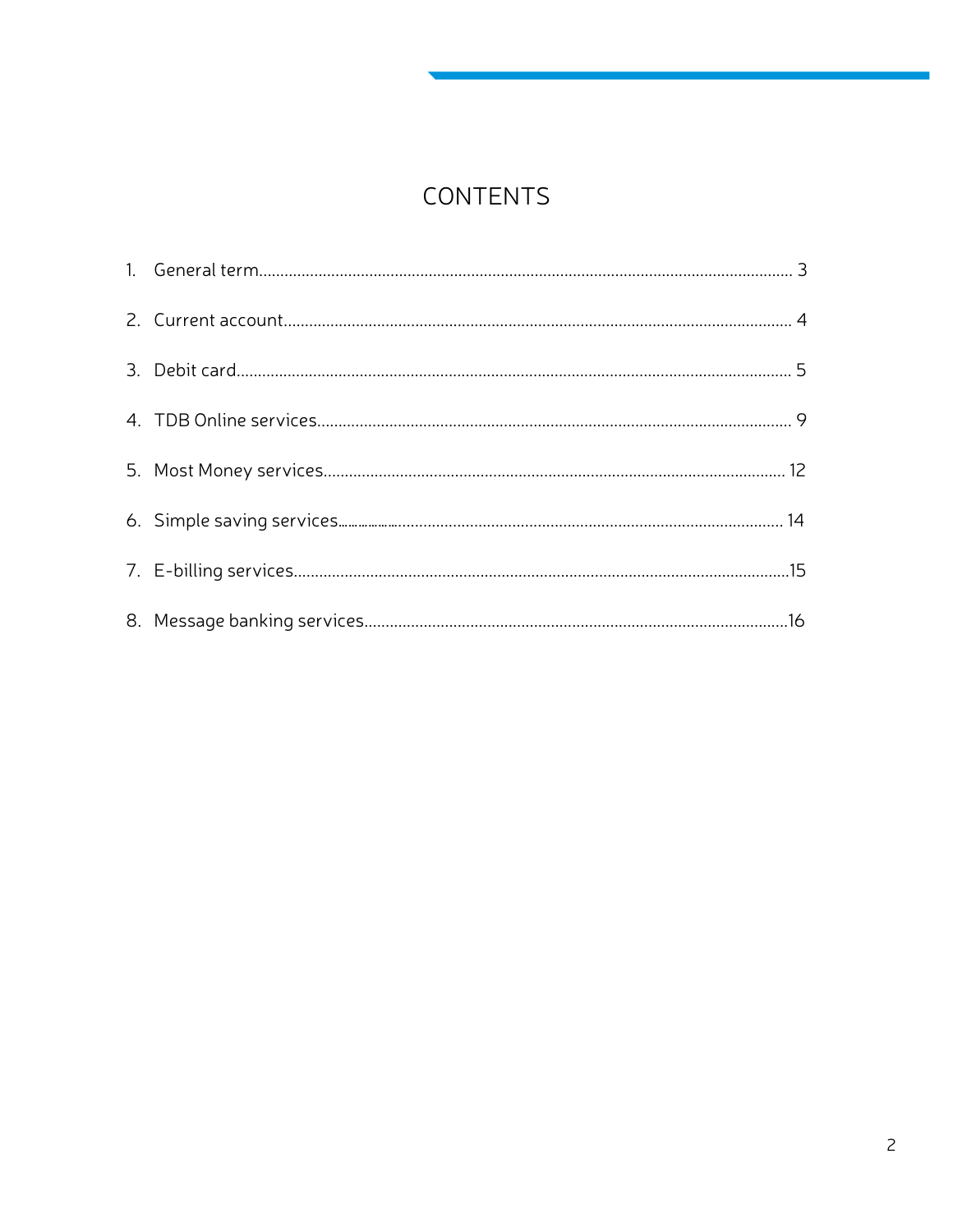# CONTENTS

1. General term.......................................................................................................................... 3
2. Current account...................................................................................................................... 4
3. Debit card................................................................................................................................ 5
4. TDB Online services............................................................................................................... 9
5. Most Money services........................................................................................................... 12
6. Simple saving services........................................................................................................ 14
7. E-billing services...................................................................................................................15
8. Message banking services..................................................................................................16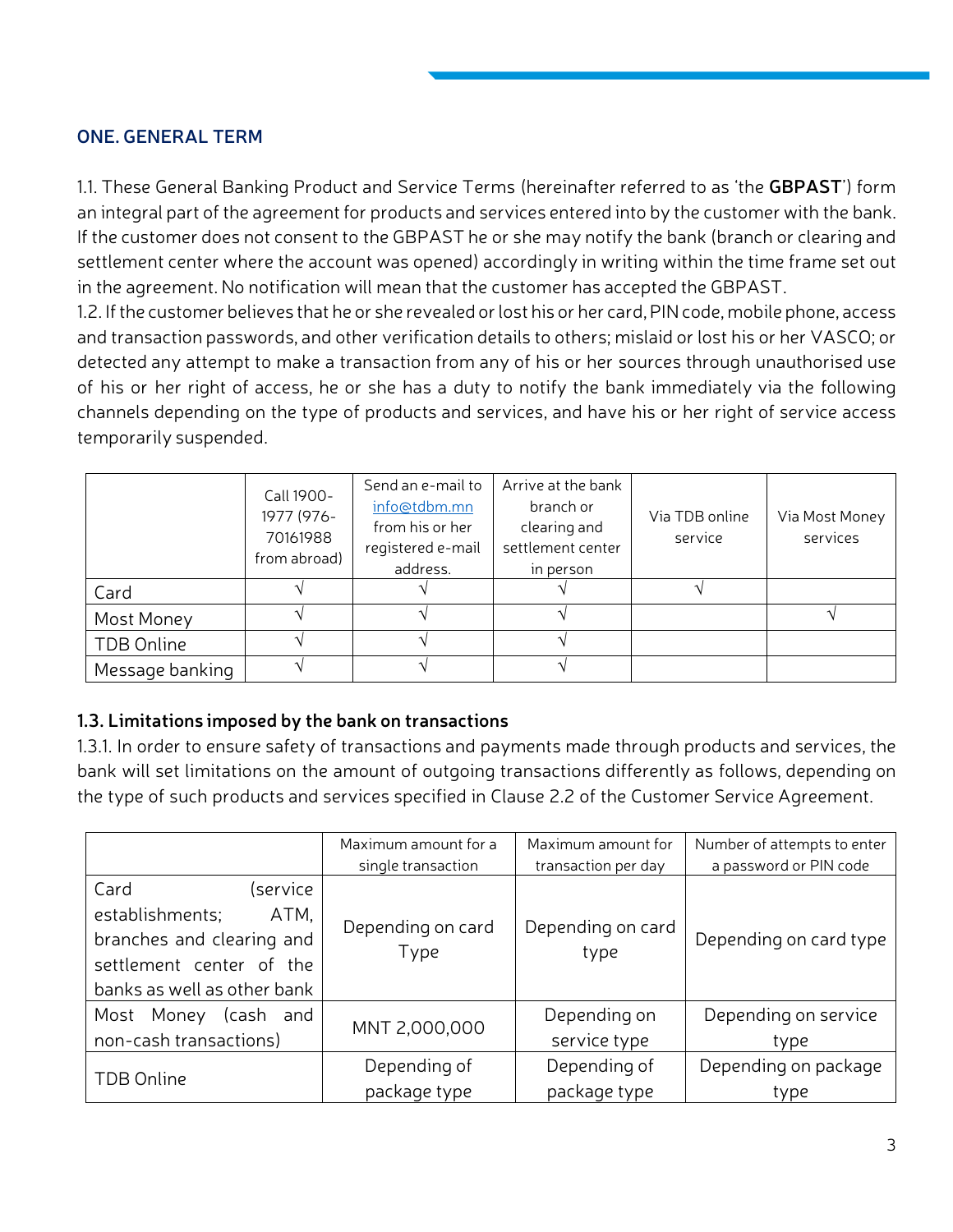## ONE. GENERAL TERM

1.1. These General Banking Product and Service Terms (hereinafter referred to as 'the **GBPAST**') form an integral part of the agreement for products and services entered into by the customer with the bank. If the customer does not consent to the GBPAST he or she may notify the bank (branch or clearing and settlement center where the account was opened) accordingly in writing within the time frame set out in the agreement. No notification will mean that the customer has accepted the GBPAST.

1.2. If the customer believes that he or she revealed or lost his or her card, PIN code, mobile phone, access and transaction passwords, and other verification details to others; mislaid or lost his or her VASCO; or detected any attempt to make a transaction from any of his or her sources through unauthorised use of his or her right of access, he or she has a duty to notify the bank immediately via the following channels depending on the type of products and services, and have his or her right of service access temporarily suspended.

| | Call 1900-1977 (976-70161988 from abroad) | Send an e-mail to info@tdbm.mn from his or her registered e-mail address. | Arrive at the bank branch or clearing and settlement center in person | Via TDB online service | Via Most Money services |
|---|---|---|---|---|---|
| Card | √ | √ | √ | √ | |
| Most Money | √ | √ | √ | | √ |
| TDB Online | √ | √ | √ | | |
| Message banking | √ | √ | √ | | |

### 1.3. Limitations imposed by the bank on transactions

1.3.1. In order to ensure safety of transactions and payments made through products and services, the bank will set limitations on the amount of outgoing transactions differently as follows, depending on the type of such products and services specified in Clause 2.2 of the Customer Service Agreement.

| | Maximum amount for a single transaction | Maximum amount for transaction per day | Number of attempts to enter a password or PIN code |
|---|---|---|---|
| Card (service establishments; ATM, branches and clearing and settlement center of the banks as well as other bank | Depending on card Type | Depending on card type | Depending on card type |
| Most Money (cash and non-cash transactions) | MNT 2,000,000 | Depending on service type | Depending on service type |
| TDB Online | Depending of package type | Depending of package type | Depending on package type |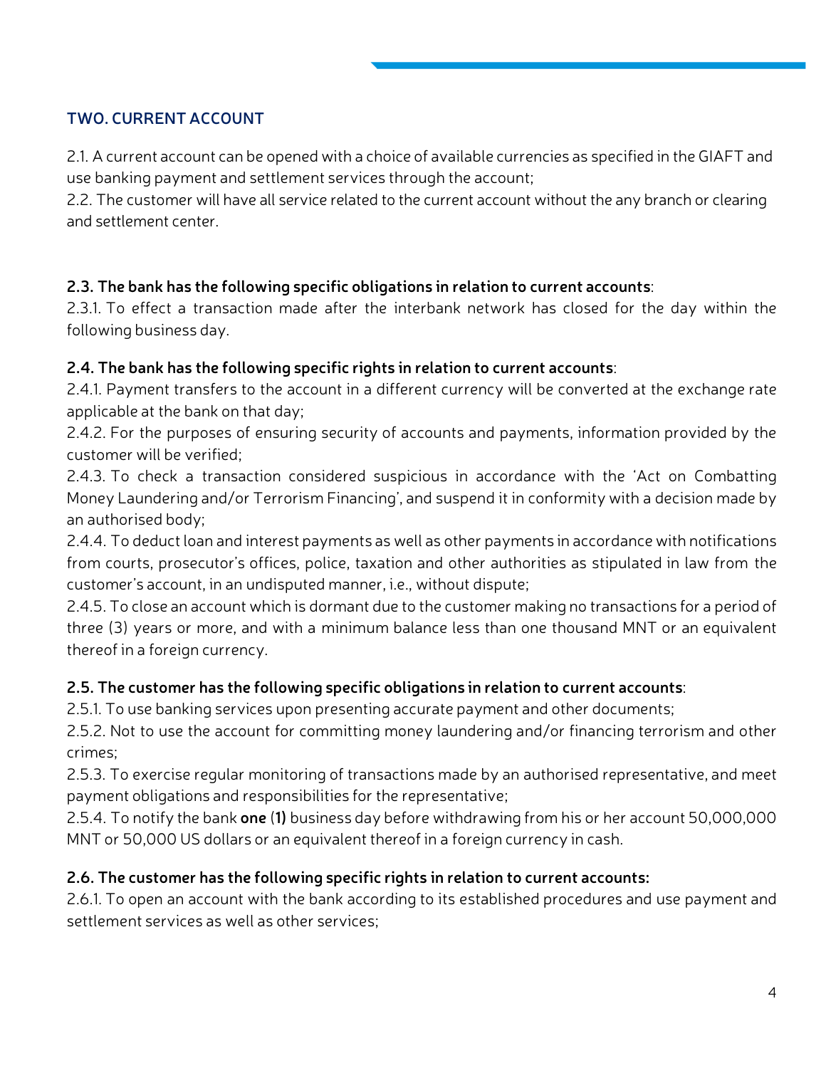## TWO. CURRENT ACCOUNT

2.1. A current account can be opened with a choice of available currencies as specified in the GIAFT and use banking payment and settlement services through the account;
2.2. The customer will have all service related to the current account without the any branch or clearing and settlement center.

**2.3. The bank has the following specific obligations in relation to current accounts**:
2.3.1. To effect a transaction made after the interbank network has closed for the day within the following business day.

**2.4. The bank has the following specific rights in relation to current accounts**:
2.4.1. Payment transfers to the account in a different currency will be converted at the exchange rate applicable at the bank on that day;
2.4.2. For the purposes of ensuring security of accounts and payments, information provided by the customer will be verified;
2.4.3. To check a transaction considered suspicious in accordance with the 'Act on Combatting Money Laundering and/or Terrorism Financing', and suspend it in conformity with a decision made by an authorised body;
2.4.4. To deduct loan and interest payments as well as other payments in accordance with notifications from courts, prosecutor's offices, police, taxation and other authorities as stipulated in law from the customer's account, in an undisputed manner, i.e., without dispute;
2.4.5. To close an account which is dormant due to the customer making no transactions for a period of three (3) years or more, and with a minimum balance less than one thousand MNT or an equivalent thereof in a foreign currency.

**2.5. The customer has the following specific obligations in relation to current accounts**:
2.5.1. To use banking services upon presenting accurate payment and other documents;
2.5.2. Not to use the account for committing money laundering and/or financing terrorism and other crimes;
2.5.3. To exercise regular monitoring of transactions made by an authorised representative, and meet payment obligations and responsibilities for the representative;
2.5.4. To notify the bank **one** (**1)** business day before withdrawing from his or her account 50,000,000 MNT or 50,000 US dollars or an equivalent thereof in a foreign currency in cash.

**2.6. The customer has the following specific rights in relation to current accounts:**
2.6.1. To open an account with the bank according to its established procedures and use payment and settlement services as well as other services;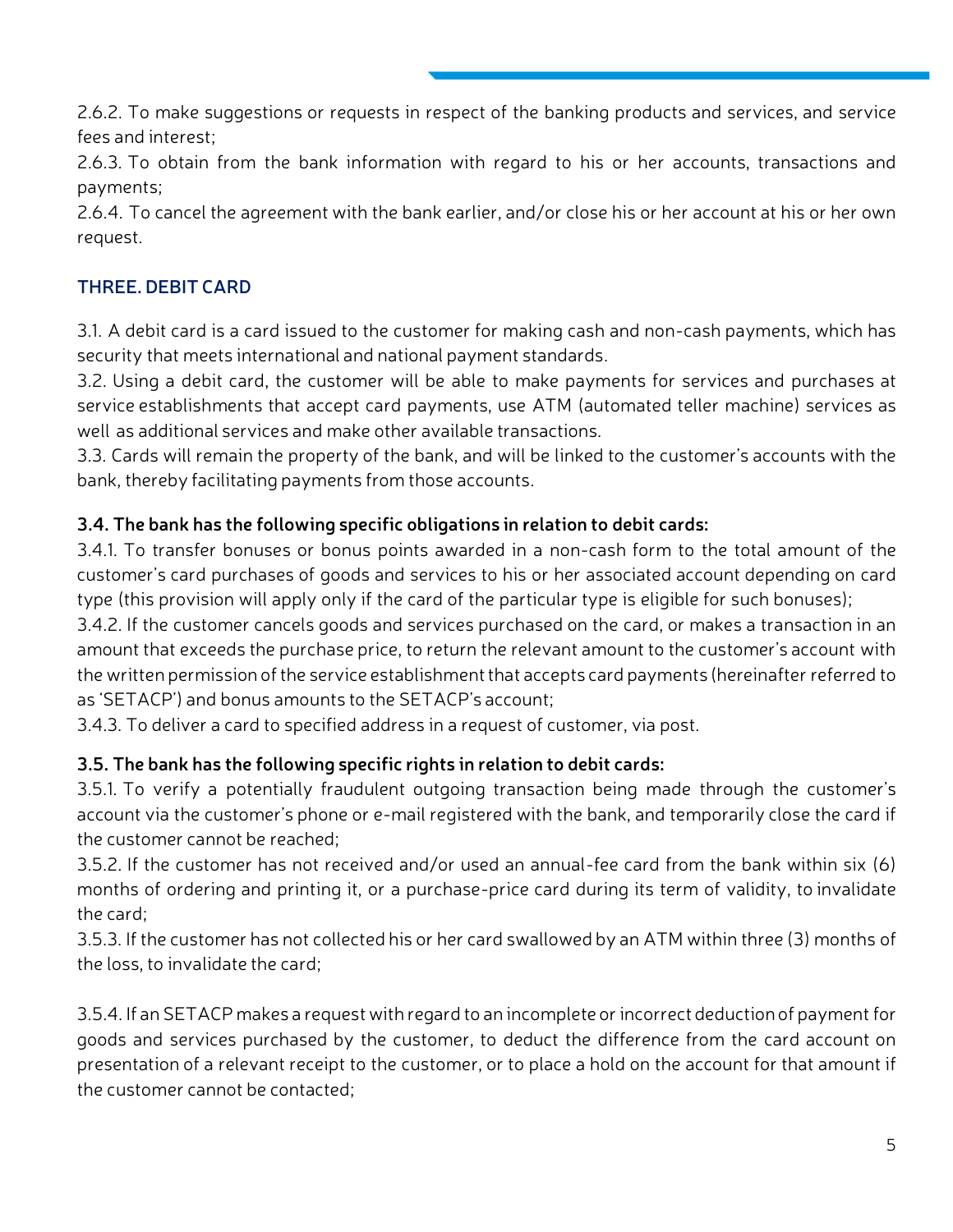2.6.2. To make suggestions or requests in respect of the banking products and services, and service fees and interest;

2.6.3. To obtain from the bank information with regard to his or her accounts, transactions and payments;

2.6.4. To cancel the agreement with the bank earlier, and/or close his or her account at his or her own request.

## THREE. DEBIT CARD

3.1. A debit card is a card issued to the customer for making cash and non-cash payments, which has security that meets international and national payment standards.

3.2. Using a debit card, the customer will be able to make payments for services and purchases at service establishments that accept card payments, use ATM (automated teller machine) services as well as additional services and make other available transactions.

3.3. Cards will remain the property of the bank, and will be linked to the customer's accounts with the bank, thereby facilitating payments from those accounts.

**3.4. The bank has the following specific obligations in relation to debit cards:**

3.4.1. To transfer bonuses or bonus points awarded in a non-cash form to the total amount of the customer's card purchases of goods and services to his or her associated account depending on card type (this provision will apply only if the card of the particular type is eligible for such bonuses);

3.4.2. If the customer cancels goods and services purchased on the card, or makes a transaction in an amount that exceeds the purchase price, to return the relevant amount to the customer's account with the written permission of the service establishment that accepts card payments (hereinafter referred to as 'SETACP') and bonus amounts to the SETACP's account;

3.4.3. To deliver a card to specified address in a request of customer, via post.

**3.5. The bank has the following specific rights in relation to debit cards:**

3.5.1. To verify a potentially fraudulent outgoing transaction being made through the customer's account via the customer's phone or e-mail registered with the bank, and temporarily close the card if the customer cannot be reached;

3.5.2. If the customer has not received and/or used an annual-fee card from the bank within six (6) months of ordering and printing it, or a purchase-price card during its term of validity, to invalidate the card;

3.5.3. If the customer has not collected his or her card swallowed by an ATM within three (3) months of the loss, to invalidate the card;

3.5.4. If an SETACP makes a request with regard to an incomplete or incorrect deduction of payment for goods and services purchased by the customer, to deduct the difference from the card account on presentation of a relevant receipt to the customer, or to place a hold on the account for that amount if the customer cannot be contacted;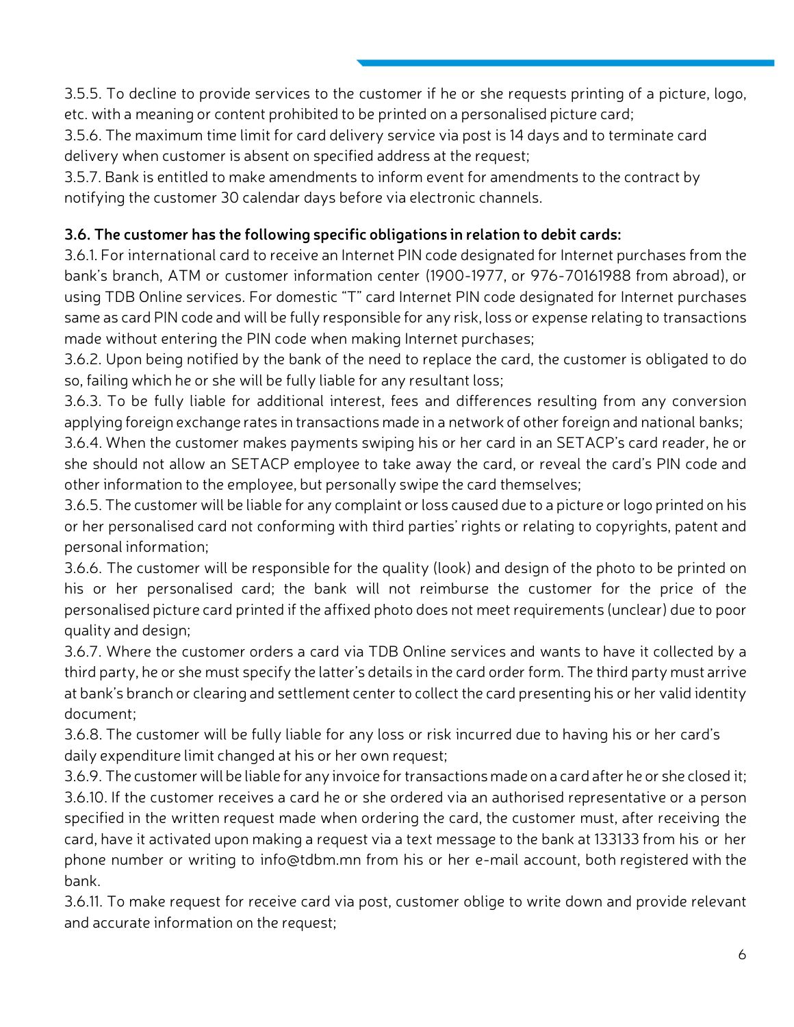3.5.5. To decline to provide services to the customer if he or she requests printing of a picture, logo, etc. with a meaning or content prohibited to be printed on a personalised picture card;

3.5.6. The maximum time limit for card delivery service via post is 14 days and to terminate card delivery when customer is absent on specified address at the request;

3.5.7. Bank is entitled to make amendments to inform event for amendments to the contract by notifying the customer 30 calendar days before via electronic channels.

**3.6. The customer has the following specific obligations in relation to debit cards:**

3.6.1. For international card to receive an Internet PIN code designated for Internet purchases from the bank's branch, ATM or customer information center (1900-1977, or 976-70161988 from abroad), or using TDB Online services. For domestic "T" card Internet PIN code designated for Internet purchases same as card PIN code and will be fully responsible for any risk, loss or expense relating to transactions made without entering the PIN code when making Internet purchases;

3.6.2. Upon being notified by the bank of the need to replace the card, the customer is obligated to do so, failing which he or she will be fully liable for any resultant loss;

3.6.3. To be fully liable for additional interest, fees and differences resulting from any conversion applying foreign exchange rates in transactions made in a network of other foreign and national banks;

3.6.4. When the customer makes payments swiping his or her card in an SETACP's card reader, he or she should not allow an SETACP employee to take away the card, or reveal the card's PIN code and other information to the employee, but personally swipe the card themselves;

3.6.5. The customer will be liable for any complaint or loss caused due to a picture or logo printed on his or her personalised card not conforming with third parties' rights or relating to copyrights, patent and personal information;

3.6.6. The customer will be responsible for the quality (look) and design of the photo to be printed on his or her personalised card; the bank will not reimburse the customer for the price of the personalised picture card printed if the affixed photo does not meet requirements (unclear) due to poor quality and design;

3.6.7. Where the customer orders a card via TDB Online services and wants to have it collected by a third party, he or she must specify the latter's details in the card order form. The third party must arrive at bank's branch or clearing and settlement center to collect the card presenting his or her valid identity document;

3.6.8. The customer will be fully liable for any loss or risk incurred due to having his or her card's daily expenditure limit changed at his or her own request;

3.6.9. The customer will be liable for any invoice for transactions made on a card after he or she closed it;

3.6.10. If the customer receives a card he or she ordered via an authorised representative or a person specified in the written request made when ordering the card, the customer must, after receiving the card, have it activated upon making a request via a text message to the bank at 133133 from his or her phone number or writing to info@tdbm.mn from his or her e-mail account, both registered with the bank.

3.6.11. To make request for receive card via post, customer oblige to write down and provide relevant and accurate information on the request;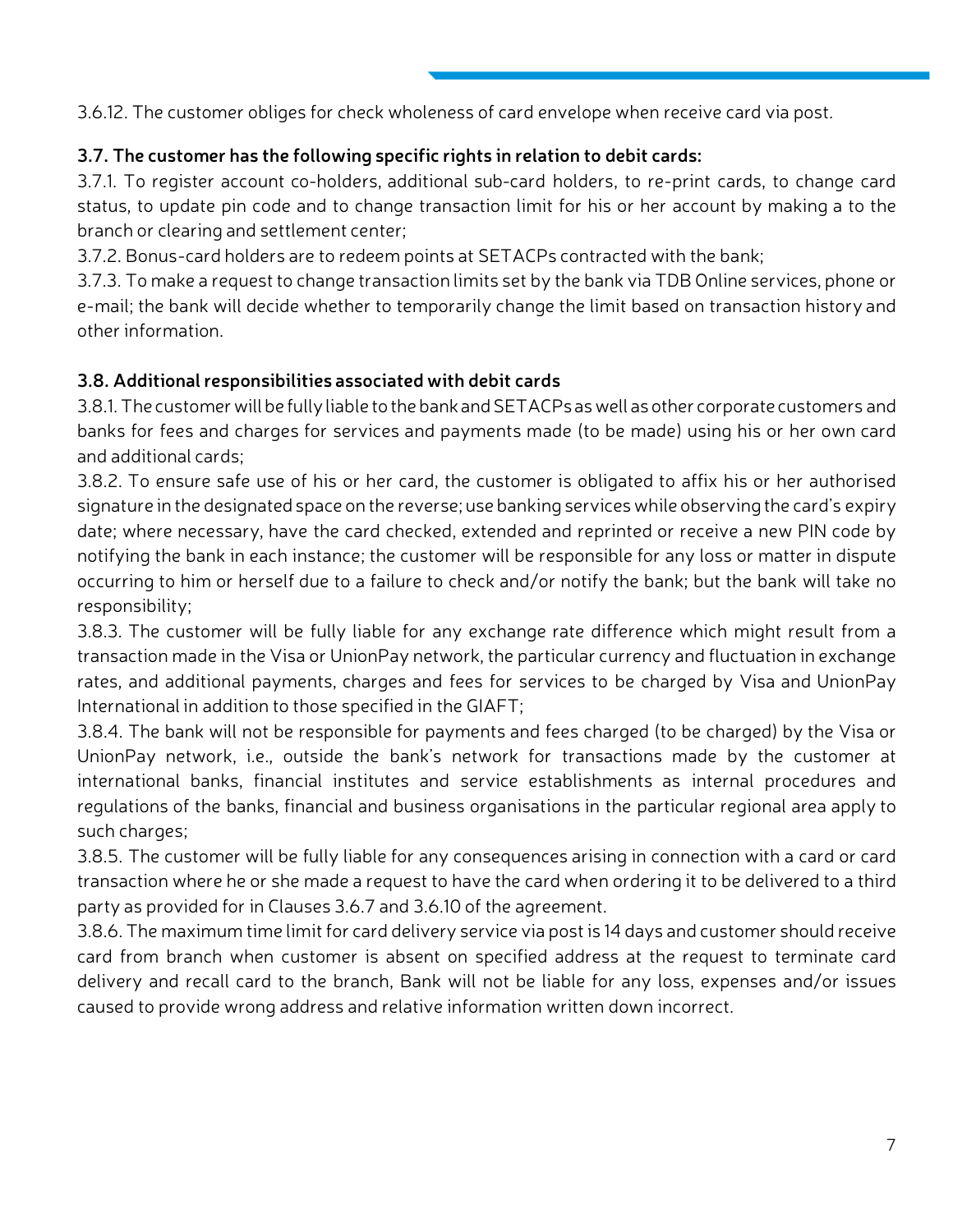3.6.12. The customer obliges for check wholeness of card envelope when receive card via post.

**3.7. The customer has the following specific rights in relation to debit cards:**

3.7.1. To register account co-holders, additional sub-card holders, to re-print cards, to change card status, to update pin code and to change transaction limit for his or her account by making a to the branch or clearing and settlement center;

3.7.2. Bonus-card holders are to redeem points at SETACPs contracted with the bank;

3.7.3. To make a request to change transaction limits set by the bank via TDB Online services, phone or e-mail; the bank will decide whether to temporarily change the limit based on transaction history and other information.

**3.8. Additional responsibilities associated with debit cards**

3.8.1. The customer will be fully liable to the bank and SETACPs as well as other corporate customers and banks for fees and charges for services and payments made (to be made) using his or her own card and additional cards;

3.8.2. To ensure safe use of his or her card, the customer is obligated to affix his or her authorised signature in the designated space on the reverse; use banking services while observing the card's expiry date; where necessary, have the card checked, extended and reprinted or receive a new PIN code by notifying the bank in each instance; the customer will be responsible for any loss or matter in dispute occurring to him or herself due to a failure to check and/or notify the bank; but the bank will take no responsibility;

3.8.3. The customer will be fully liable for any exchange rate difference which might result from a transaction made in the Visa or UnionPay network, the particular currency and fluctuation in exchange rates, and additional payments, charges and fees for services to be charged by Visa and UnionPay International in addition to those specified in the GIAFT;

3.8.4. The bank will not be responsible for payments and fees charged (to be charged) by the Visa or UnionPay network, i.e., outside the bank's network for transactions made by the customer at international banks, financial institutes and service establishments as internal procedures and regulations of the banks, financial and business organisations in the particular regional area apply to such charges;

3.8.5. The customer will be fully liable for any consequences arising in connection with a card or card transaction where he or she made a request to have the card when ordering it to be delivered to a third party as provided for in Clauses 3.6.7 and 3.6.10 of the agreement.

3.8.6. The maximum time limit for card delivery service via post is 14 days and customer should receive card from branch when customer is absent on specified address at the request to terminate card delivery and recall card to the branch, Bank will not be liable for any loss, expenses and/or issues caused to provide wrong address and relative information written down incorrect.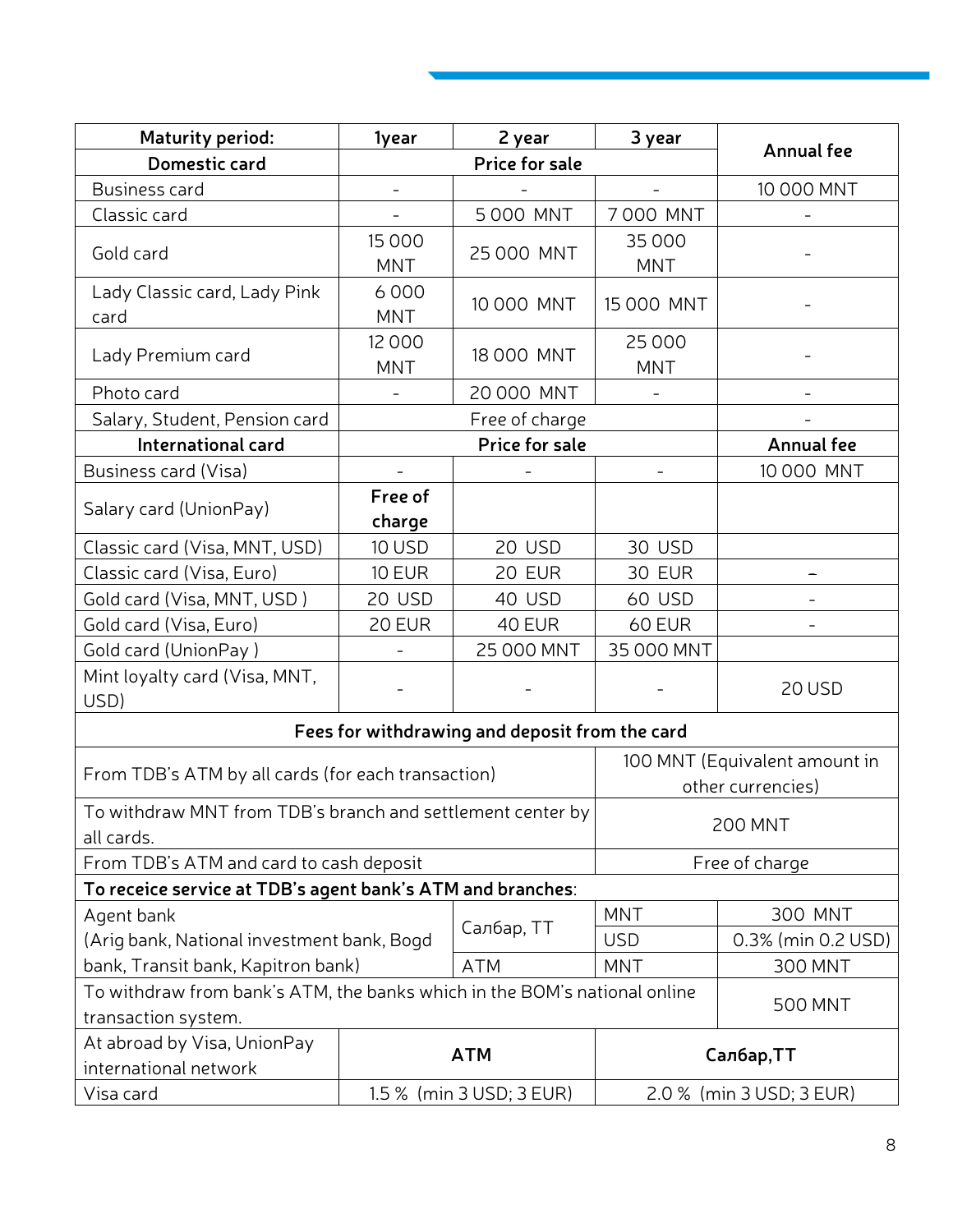| Maturity period: | 1year | 2 year | 3 year | Annual fee |
|---|---|---|---|---|
| **Domestic card** | **Price for sale** | | | |
| Business card | - | - | - | 10 000 MNT |
| Classic card | - | 5 000 MNT | 7 000 MNT | - |
| Gold card | 15 000 MNT | 25 000 MNT | 35 000 MNT | - |
| Lady Classic card, Lady Pink card | 6 000 MNT | 10 000 MNT | 15 000 MNT | - |
| Lady Premium card | 12 000 MNT | 18 000 MNT | 25 000 MNT | - |
| Photo card | - | 20 000 MNT | - | - |
| Salary, Student, Pension card | Free of charge | | | - |
| **International card** | **Price for sale** | | | **Annual fee** |
| Business card (Visa) | - | - | - | 10 000 MNT |
| Salary card (UnionPay) | **Free of charge** | | | |
| Classic card (Visa, MNT, USD) | 10 USD | 20 USD | 30 USD | |
| Classic card (Visa, Euro) | 10 EUR | 20 EUR | 30 EUR | – |
| Gold card (Visa, MNT, USD ) | 20 USD | 40 USD | 60 USD | - |
| Gold card (Visa, Euro) | 20 EUR | 40 EUR | 60 EUR | - |
| Gold card (UnionPay ) | - | 25 000 MNT | 35 000 MNT | |
| Mint loyalty card (Visa, MNT, USD) | - | - | - | 20 USD |

| **Fees for withdrawing and deposit from the card** | | | |
|---|---|---|---|
| From TDB's ATM by all cards (for each transaction) | | 100 MNT (Equivalent amount in other currencies) | |
| To withdraw MNT from TDB's branch and settlement center by all cards. | | 200 MNT | |
| From TDB's ATM and card to cash deposit | | Free of charge | |
| **To receice service at TDB's agent bank's ATM and branches**: | | | |
| Agent bank (Arig bank, National investment bank, Bogd bank, Transit bank, Kapitron bank) | Салбар, TT | MNT | 300 MNT |
| | | USD | 0.3% (min 0.2 USD) |
| | ATM | MNT | 300 MNT |
| To withdraw from bank's ATM, the banks which in the BOM's national online transaction system. | | | 500 MNT |
| At abroad by Visa, UnionPay international network | **ATM** | **Салбар,TT** | |
| Visa card | 1.5 % (min 3 USD; 3 EUR) | 2.0 % (min 3 USD; 3 EUR) | |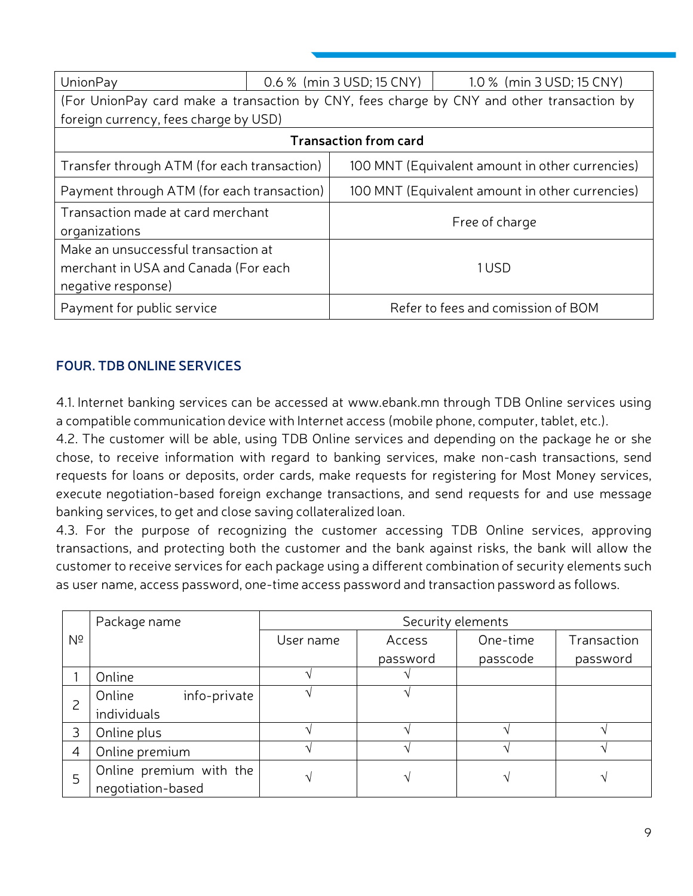| UnionPay | 0.6 % (min 3 USD; 15 CNY) | 1.0 % (min 3 USD; 15 CNY) |
|---|---|---|
| (For UnionPay card make a transaction by CNY, fees charge by CNY and other transaction by foreign currency, fees charge by USD) | | |

| **Transaction from card** | |
|---|---|
| Transfer through ATM (for each transaction) | 100 MNT (Equivalent amount in other currencies) |
| Payment through ATM (for each transaction) | 100 MNT (Equivalent amount in other currencies) |
| Transaction made at card merchant organizations | Free of charge |
| Make an unsuccessful transaction at merchant in USA and Canada (For each negative response) | 1 USD |
| Payment for public service | Refer to fees and comission of BOM |

## FOUR. TDB ONLINE SERVICES

4.1. Internet banking services can be accessed at www.ebank.mn through TDB Online services using a compatible communication device with Internet access (mobile phone, computer, tablet, etc.).
4.2. The customer will be able, using TDB Online services and depending on the package he or she chose, to receive information with regard to banking services, make non-cash transactions, send requests for loans or deposits, order cards, make requests for registering for Most Money services, execute negotiation-based foreign exchange transactions, and send requests for and use message banking services, to get and close saving collateralized loan.
4.3. For the purpose of recognizing the customer accessing TDB Online services, approving transactions, and protecting both the customer and the bank against risks, the bank will allow the customer to receive services for each package using a different combination of security elements such as user name, access password, one-time access password and transaction password as follows.

| № | Package name | Security elements | | | |
|---|---|---|---|---|---|
| | | User name | Access password | One-time passcode | Transaction password |
| 1 | Online | √ | √ | | |
| 2 | Online info-private individuals | √ | √ | | |
| 3 | Online plus | √ | √ | √ | √ |
| 4 | Online premium | √ | √ | √ | √ |
| 5 | Online premium with the negotiation-based | √ | √ | √ | √ |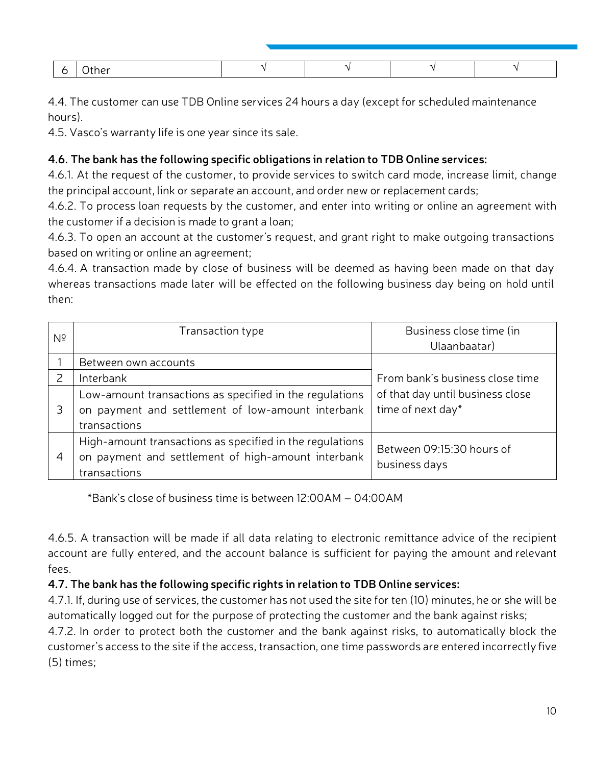| 6 | Other | √ | √ | √ | √ |
|---|---|---|---|---|---|

4.4. The customer can use TDB Online services 24 hours a day (except for scheduled maintenance hours).
4.5. Vasco's warranty life is one year since its sale.

**4.6. The bank has the following specific obligations in relation to TDB Online services:**
4.6.1. At the request of the customer, to provide services to switch card mode, increase limit, change the principal account, link or separate an account, and order new or replacement cards;
4.6.2. To process loan requests by the customer, and enter into writing or online an agreement with the customer if a decision is made to grant a loan;
4.6.3. To open an account at the customer's request, and grant right to make outgoing transactions based on writing or online an agreement;
4.6.4. A transaction made by close of business will be deemed as having been made on that day whereas transactions made later will be effected on the following business day being on hold until then:

| № | Transaction type | Business close time (in Ulaanbaatar) |
|---|---|---|
| 1 | Between own accounts | From bank's business close time of that day until business close time of next day* |
| 2 | Interbank | |
| 3 | Low-amount transactions as specified in the regulations on payment and settlement of low-amount interbank transactions | |
| 4 | High-amount transactions as specified in the regulations on payment and settlement of high-amount interbank transactions | Between 09:15:30 hours of business days |

*Bank's close of business time is between 12:00AM – 04:00AM

4.6.5. A transaction will be made if all data relating to electronic remittance advice of the recipient account are fully entered, and the account balance is sufficient for paying the amount and relevant fees.

**4.7. The bank has the following specific rights in relation to TDB Online services:**
4.7.1. If, during use of services, the customer has not used the site for ten (10) minutes, he or she will be automatically logged out for the purpose of protecting the customer and the bank against risks;
4.7.2. In order to protect both the customer and the bank against risks, to automatically block the customer's access to the site if the access, transaction, one time passwords are entered incorrectly five (5) times;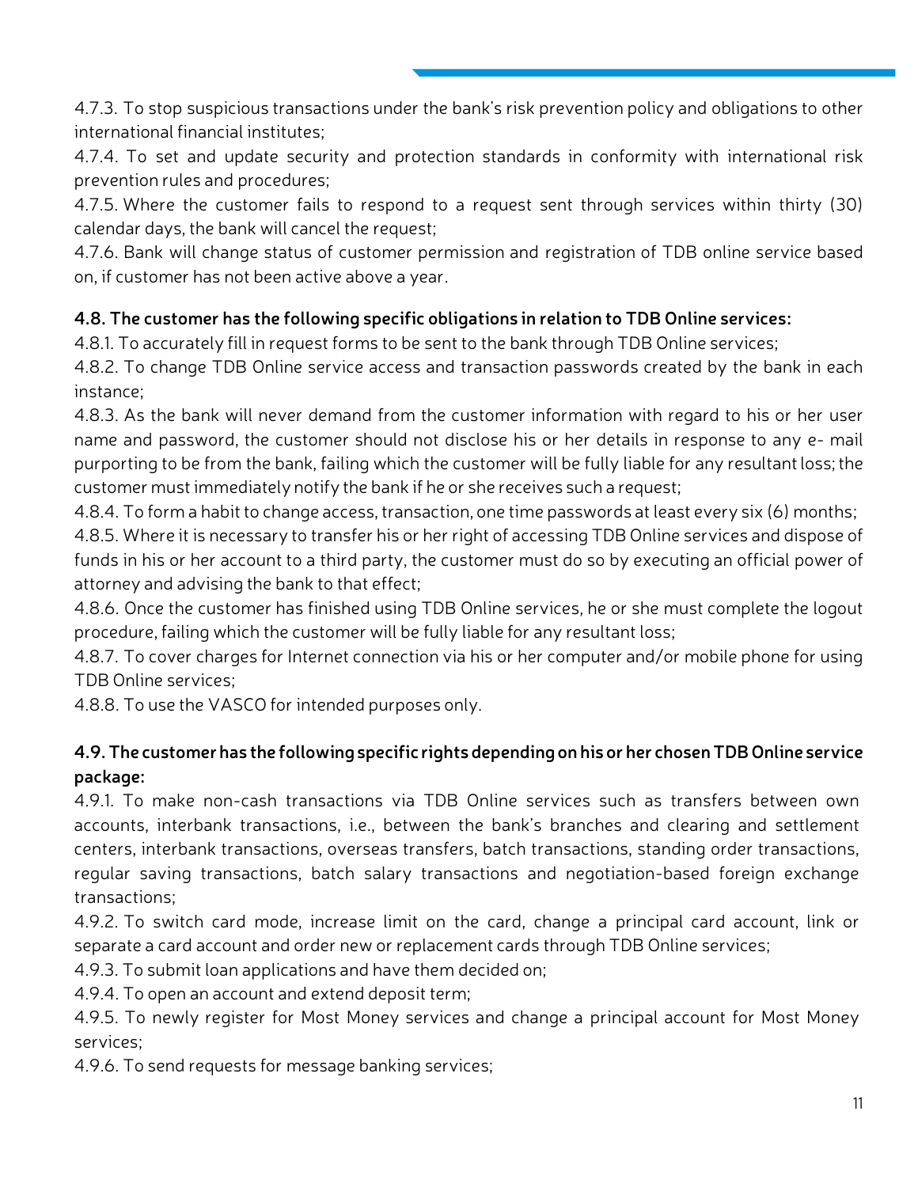4.7.3. To stop suspicious transactions under the bank's risk prevention policy and obligations to other international financial institutes;

4.7.4. To set and update security and protection standards in conformity with international risk prevention rules and procedures;

4.7.5. Where the customer fails to respond to a request sent through services within thirty (30) calendar days, the bank will cancel the request;

4.7.6. Bank will change status of customer permission and registration of TDB online service based on, if customer has not been active above a year.

**4.8. The customer has the following specific obligations in relation to TDB Online services:**

4.8.1. To accurately fill in request forms to be sent to the bank through TDB Online services;

4.8.2. To change TDB Online service access and transaction passwords created by the bank in each instance;

4.8.3. As the bank will never demand from the customer information with regard to his or her user name and password, the customer should not disclose his or her details in response to any e- mail purporting to be from the bank, failing which the customer will be fully liable for any resultant loss; the customer must immediately notify the bank if he or she receives such a request;

4.8.4. To form a habit to change access, transaction, one time passwords at least every six (6) months;

4.8.5. Where it is necessary to transfer his or her right of accessing TDB Online services and dispose of funds in his or her account to a third party, the customer must do so by executing an official power of attorney and advising the bank to that effect;

4.8.6. Once the customer has finished using TDB Online services, he or she must complete the logout procedure, failing which the customer will be fully liable for any resultant loss;

4.8.7. To cover charges for Internet connection via his or her computer and/or mobile phone for using TDB Online services;

4.8.8. To use the VASCO for intended purposes only.

**4.9. The customer has the following specific rights depending on his or her chosen TDB Online service package:**

4.9.1. To make non-cash transactions via TDB Online services such as transfers between own accounts, interbank transactions, i.e., between the bank's branches and clearing and settlement centers, interbank transactions, overseas transfers, batch transactions, standing order transactions, regular saving transactions, batch salary transactions and negotiation-based foreign exchange transactions;

4.9.2. To switch card mode, increase limit on the card, change a principal card account, link or separate a card account and order new or replacement cards through TDB Online services;

4.9.3. To submit loan applications and have them decided on;

4.9.4. To open an account and extend deposit term;

4.9.5. To newly register for Most Money services and change a principal account for Most Money services;

4.9.6. To send requests for message banking services;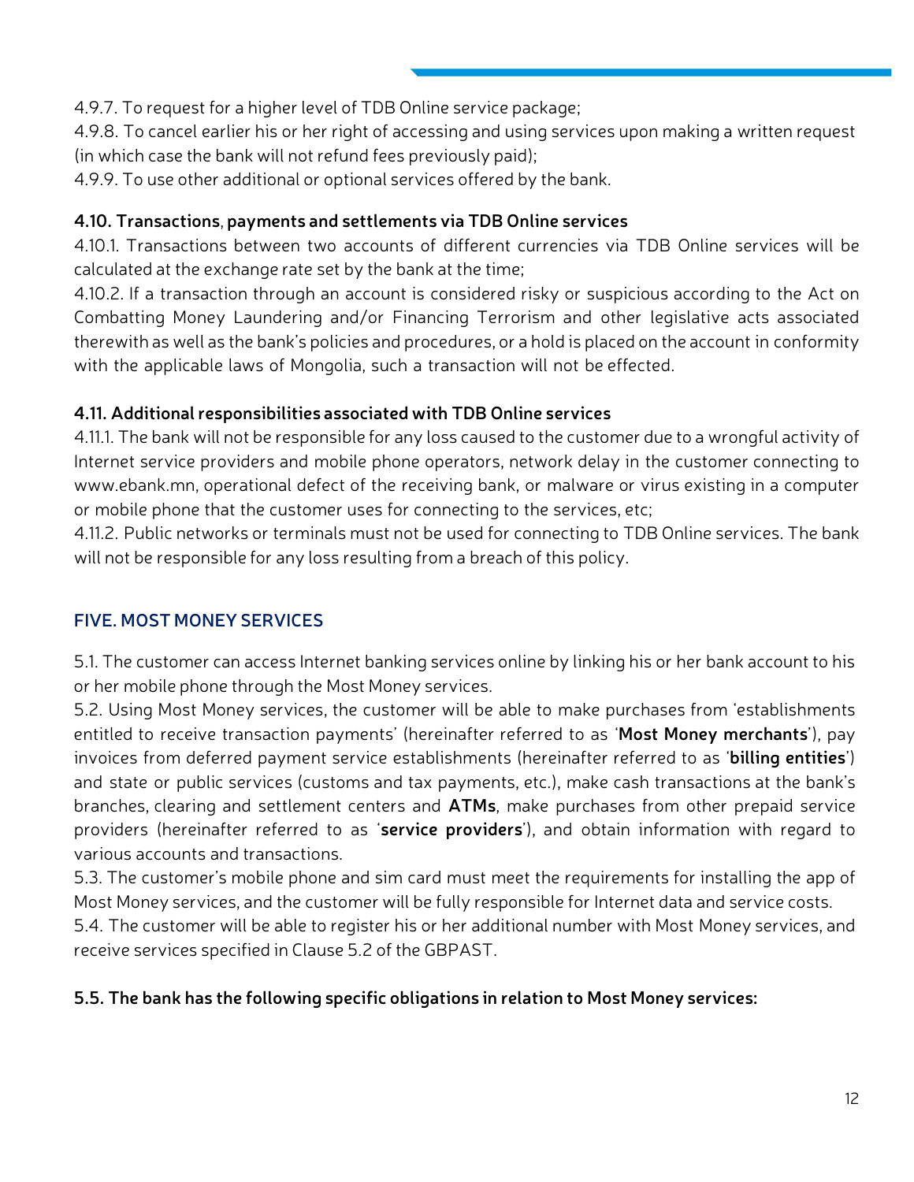4.9.7. To request for a higher level of TDB Online service package;

4.9.8. To cancel earlier his or her right of accessing and using services upon making a written request (in which case the bank will not refund fees previously paid);

4.9.9. To use other additional or optional services offered by the bank.

**4.10. Transactions, payments and settlements via TDB Online services**

4.10.1. Transactions between two accounts of different currencies via TDB Online services will be calculated at the exchange rate set by the bank at the time;

4.10.2. If a transaction through an account is considered risky or suspicious according to the Act on Combatting Money Laundering and/or Financing Terrorism and other legislative acts associated therewith as well as the bank's policies and procedures, or a hold is placed on the account in conformity with the applicable laws of Mongolia, such a transaction will not be effected.

**4.11. Additional responsibilities associated with TDB Online services**

4.11.1. The bank will not be responsible for any loss caused to the customer due to a wrongful activity of Internet service providers and mobile phone operators, network delay in the customer connecting to www.ebank.mn, operational defect of the receiving bank, or malware or virus existing in a computer or mobile phone that the customer uses for connecting to the services, etc;

4.11.2. Public networks or terminals must not be used for connecting to TDB Online services. The bank will not be responsible for any loss resulting from a breach of this policy.

## FIVE. MOST MONEY SERVICES

5.1. The customer can access Internet banking services online by linking his or her bank account to his or her mobile phone through the Most Money services.

5.2. Using Most Money services, the customer will be able to make purchases from 'establishments entitled to receive transaction payments' (hereinafter referred to as '**Most Money merchants**'), pay invoices from deferred payment service establishments (hereinafter referred to as '**billing entities**') and state or public services (customs and tax payments, etc.), make cash transactions at the bank's branches, clearing and settlement centers and **ATMs**, make purchases from other prepaid service providers (hereinafter referred to as '**service providers**'), and obtain information with regard to various accounts and transactions.

5.3. The customer's mobile phone and sim card must meet the requirements for installing the app of Most Money services, and the customer will be fully responsible for Internet data and service costs.

5.4. The customer will be able to register his or her additional number with Most Money services, and receive services specified in Clause 5.2 of the GBPAST.

**5.5. The bank has the following specific obligations in relation to Most Money services:**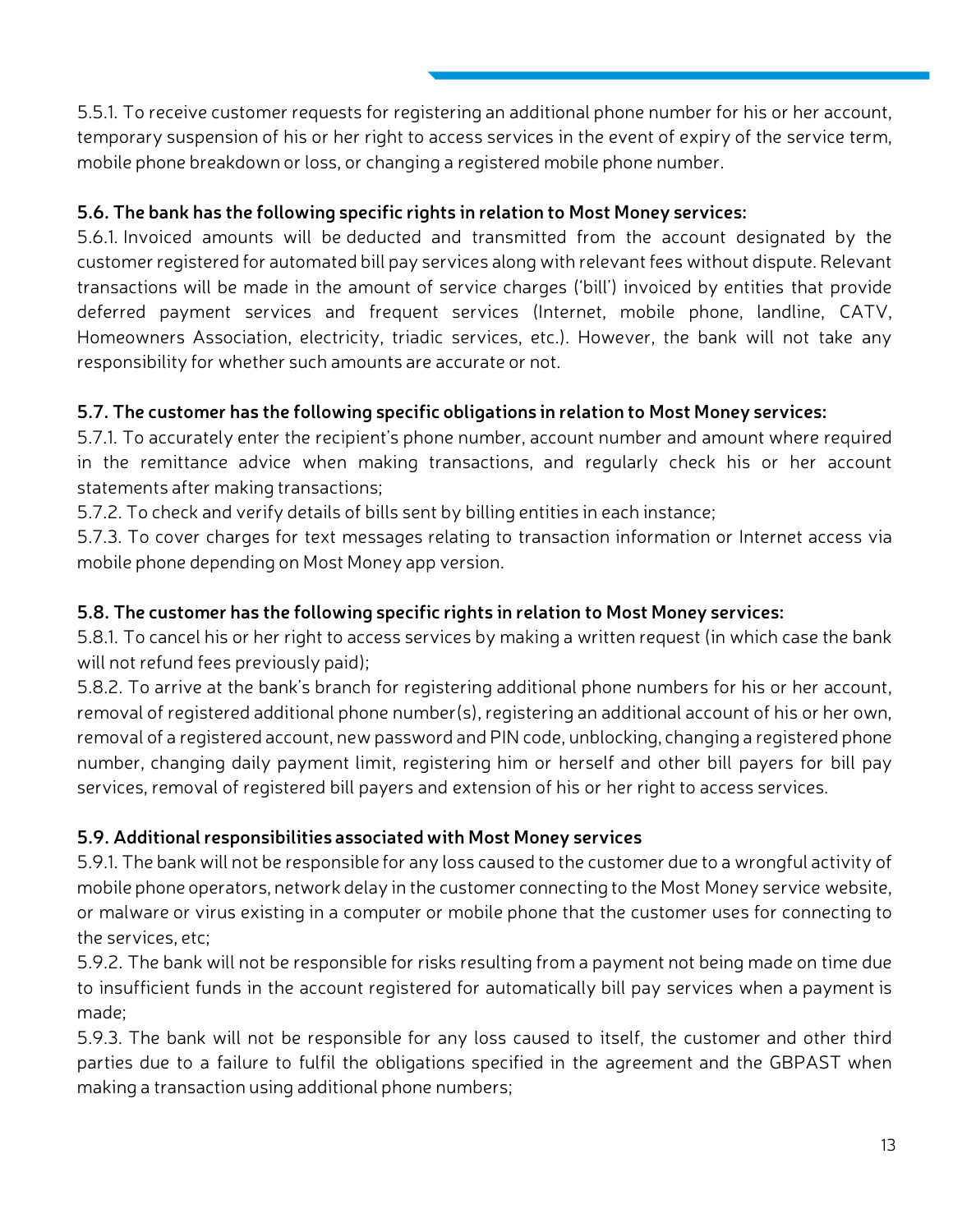5.5.1. To receive customer requests for registering an additional phone number for his or her account, temporary suspension of his or her right to access services in the event of expiry of the service term, mobile phone breakdown or loss, or changing a registered mobile phone number.

**5.6. The bank has the following specific rights in relation to Most Money services:**

5.6.1. Invoiced amounts will be deducted and transmitted from the account designated by the customer registered for automated bill pay services along with relevant fees without dispute. Relevant transactions will be made in the amount of service charges ('bill') invoiced by entities that provide deferred payment services and frequent services (Internet, mobile phone, landline, CATV, Homeowners Association, electricity, triadic services, etc.). However, the bank will not take any responsibility for whether such amounts are accurate or not.

**5.7. The customer has the following specific obligations in relation to Most Money services:**

5.7.1. To accurately enter the recipient's phone number, account number and amount where required in the remittance advice when making transactions, and regularly check his or her account statements after making transactions;

5.7.2. To check and verify details of bills sent by billing entities in each instance;

5.7.3. To cover charges for text messages relating to transaction information or Internet access via mobile phone depending on Most Money app version.

**5.8. The customer has the following specific rights in relation to Most Money services:**

5.8.1. To cancel his or her right to access services by making a written request (in which case the bank will not refund fees previously paid);

5.8.2. To arrive at the bank's branch for registering additional phone numbers for his or her account, removal of registered additional phone number(s), registering an additional account of his or her own, removal of a registered account, new password and PIN code, unblocking, changing a registered phone number, changing daily payment limit, registering him or herself and other bill payers for bill pay services, removal of registered bill payers and extension of his or her right to access services.

**5.9. Additional responsibilities associated with Most Money services**

5.9.1. The bank will not be responsible for any loss caused to the customer due to a wrongful activity of mobile phone operators, network delay in the customer connecting to the Most Money service website, or malware or virus existing in a computer or mobile phone that the customer uses for connecting to the services, etc;

5.9.2. The bank will not be responsible for risks resulting from a payment not being made on time due to insufficient funds in the account registered for automatically bill pay services when a payment is made;

5.9.3. The bank will not be responsible for any loss caused to itself, the customer and other third parties due to a failure to fulfil the obligations specified in the agreement and the GBPAST when making a transaction using additional phone numbers;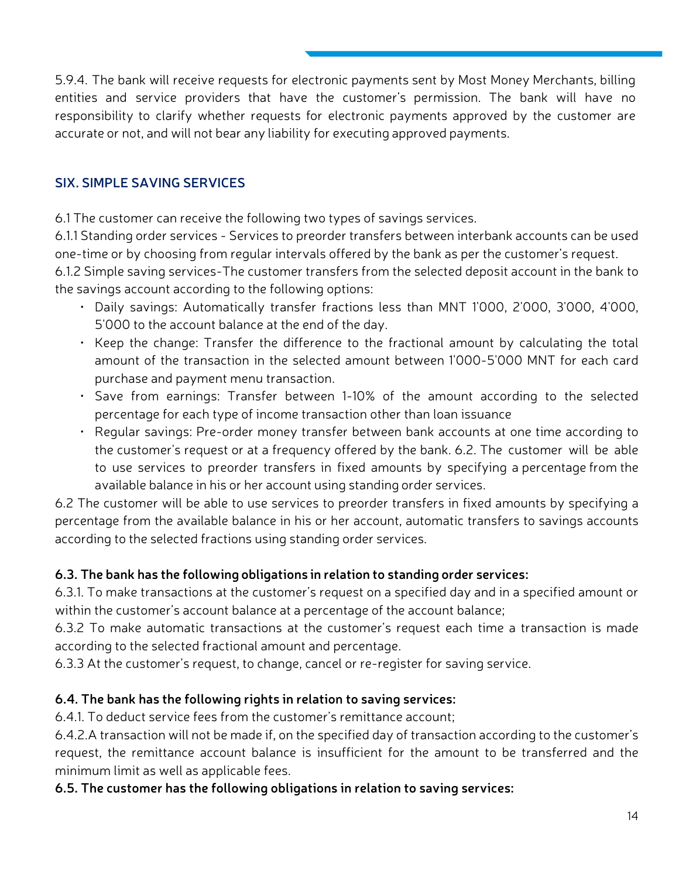5.9.4. The bank will receive requests for electronic payments sent by Most Money Merchants, billing entities and service providers that have the customer's permission. The bank will have no responsibility to clarify whether requests for electronic payments approved by the customer are accurate or not, and will not bear any liability for executing approved payments.

## SIX. SIMPLE SAVING SERVICES

6.1 The customer can receive the following two types of savings services.

6.1.1 Standing order services - Services to preorder transfers between interbank accounts can be used one-time or by choosing from regular intervals offered by the bank as per the customer's request.

6.1.2 Simple saving services-The customer transfers from the selected deposit account in the bank to the savings account according to the following options:

- Daily savings: Automatically transfer fractions less than MNT 1'000, 2'000, 3'000, 4'000, 5'000 to the account balance at the end of the day.
- Keep the change: Transfer the difference to the fractional amount by calculating the total amount of the transaction in the selected amount between 1'000-5'000 MNT for each card purchase and payment menu transaction.
- Save from earnings: Transfer between 1-10% of the amount according to the selected percentage for each type of income transaction other than loan issuance
- Regular savings: Pre-order money transfer between bank accounts at one time according to the customer's request or at a frequency offered by the bank. 6.2. The customer will be able to use services to preorder transfers in fixed amounts by specifying a percentage from the available balance in his or her account using standing order services.

6.2 The customer will be able to use services to preorder transfers in fixed amounts by specifying a percentage from the available balance in his or her account, automatic transfers to savings accounts according to the selected fractions using standing order services.

**6.3. The bank has the following obligations in relation to standing order services:**

6.3.1. To make transactions at the customer's request on a specified day and in a specified amount or within the customer's account balance at a percentage of the account balance;

6.3.2 To make automatic transactions at the customer's request each time a transaction is made according to the selected fractional amount and percentage.

6.3.3 At the customer's request, to change, cancel or re-register for saving service.

**6.4. The bank has the following rights in relation to saving services:**

6.4.1. To deduct service fees from the customer's remittance account;

6.4.2.A transaction will not be made if, on the specified day of transaction according to the customer's request, the remittance account balance is insufficient for the amount to be transferred and the minimum limit as well as applicable fees.

**6.5. The customer has the following obligations in relation to saving services:**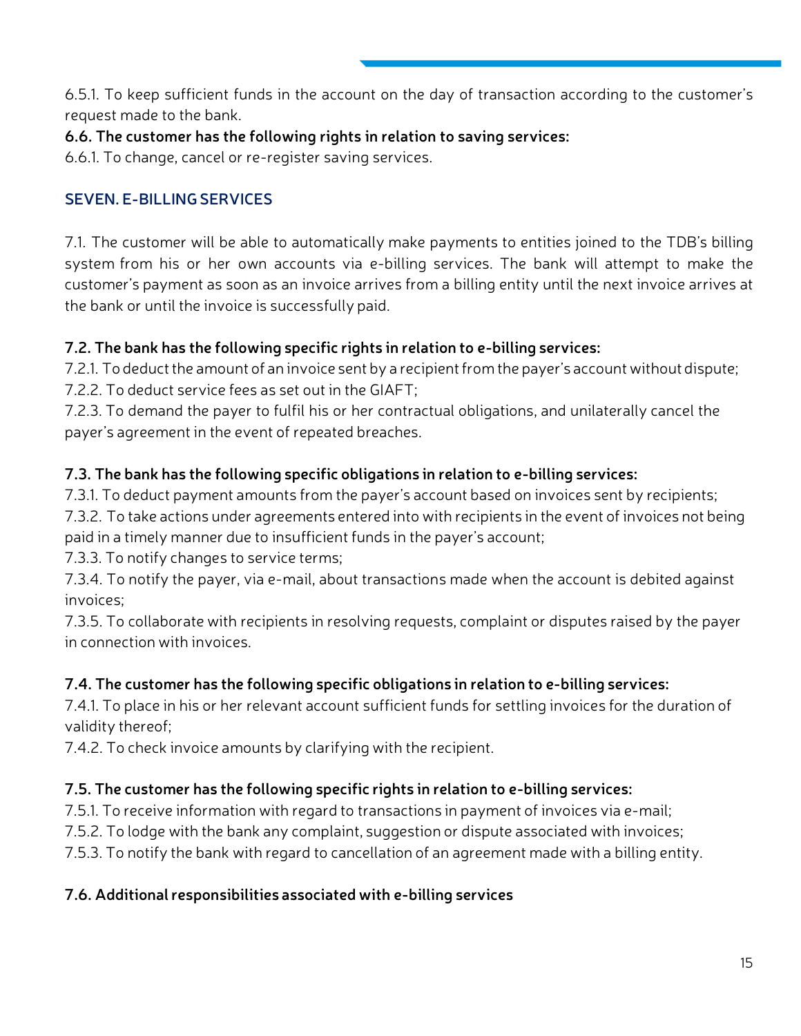6.5.1. To keep sufficient funds in the account on the day of transaction according to the customer's request made to the bank.

**6.6. The customer has the following rights in relation to saving services:**

6.6.1. To change, cancel or re-register saving services.

## SEVEN. E-BILLING SERVICES

7.1. The customer will be able to automatically make payments to entities joined to the TDB's billing system from his or her own accounts via e-billing services. The bank will attempt to make the customer's payment as soon as an invoice arrives from a billing entity until the next invoice arrives at the bank or until the invoice is successfully paid.

**7.2. The bank has the following specific rights in relation to e-billing services:**

7.2.1. To deduct the amount of an invoice sent by a recipient from the payer's account without dispute;

7.2.2. To deduct service fees as set out in the GIAFT;

7.2.3. To demand the payer to fulfil his or her contractual obligations, and unilaterally cancel the payer's agreement in the event of repeated breaches.

**7.3. The bank has the following specific obligations in relation to e-billing services:**

7.3.1. To deduct payment amounts from the payer's account based on invoices sent by recipients;

7.3.2. To take actions under agreements entered into with recipients in the event of invoices not being paid in a timely manner due to insufficient funds in the payer's account;

7.3.3. To notify changes to service terms;

7.3.4. To notify the payer, via e-mail, about transactions made when the account is debited against invoices;

7.3.5. To collaborate with recipients in resolving requests, complaint or disputes raised by the payer in connection with invoices.

**7.4. The customer has the following specific obligations in relation to e-billing services:**

7.4.1. To place in his or her relevant account sufficient funds for settling invoices for the duration of validity thereof;

7.4.2. To check invoice amounts by clarifying with the recipient.

**7.5. The customer has the following specific rights in relation to e-billing services:**

7.5.1. To receive information with regard to transactions in payment of invoices via e-mail;

7.5.2. To lodge with the bank any complaint, suggestion or dispute associated with invoices;

7.5.3. To notify the bank with regard to cancellation of an agreement made with a billing entity.

**7.6. Additional responsibilities associated with e-billing services**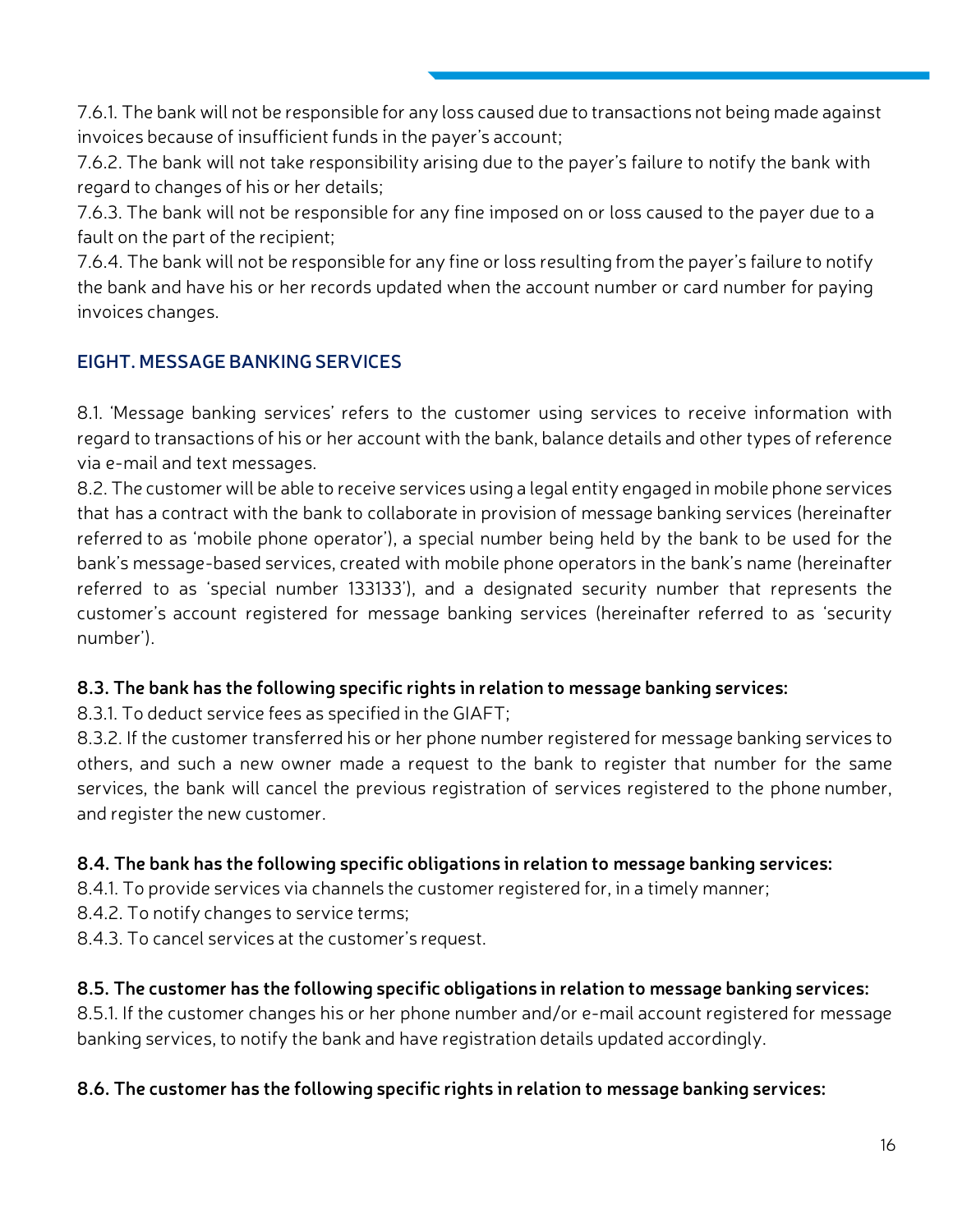7.6.1. The bank will not be responsible for any loss caused due to transactions not being made against invoices because of insufficient funds in the payer's account;
7.6.2. The bank will not take responsibility arising due to the payer's failure to notify the bank with regard to changes of his or her details;
7.6.3. The bank will not be responsible for any fine imposed on or loss caused to the payer due to a fault on the part of the recipient;
7.6.4. The bank will not be responsible for any fine or loss resulting from the payer's failure to notify the bank and have his or her records updated when the account number or card number for paying invoices changes.

## EIGHT. MESSAGE BANKING SERVICES

8.1. 'Message banking services' refers to the customer using services to receive information with regard to transactions of his or her account with the bank, balance details and other types of reference via e-mail and text messages.
8.2. The customer will be able to receive services using a legal entity engaged in mobile phone services that has a contract with the bank to collaborate in provision of message banking services (hereinafter referred to as 'mobile phone operator'), a special number being held by the bank to be used for the bank's message-based services, created with mobile phone operators in the bank's name (hereinafter referred to as 'special number 133133'), and a designated security number that represents the customer's account registered for message banking services (hereinafter referred to as 'security number').

**8.3. The bank has the following specific rights in relation to message banking services:**
8.3.1. To deduct service fees as specified in the GIAFT;
8.3.2. If the customer transferred his or her phone number registered for message banking services to others, and such a new owner made a request to the bank to register that number for the same services, the bank will cancel the previous registration of services registered to the phone number, and register the new customer.

**8.4. The bank has the following specific obligations in relation to message banking services:**
8.4.1. To provide services via channels the customer registered for, in a timely manner;
8.4.2. To notify changes to service terms;
8.4.3. To cancel services at the customer's request.

**8.5. The customer has the following specific obligations in relation to message banking services:**
8.5.1. If the customer changes his or her phone number and/or e-mail account registered for message banking services, to notify the bank and have registration details updated accordingly.

**8.6. The customer has the following specific rights in relation to message banking services:**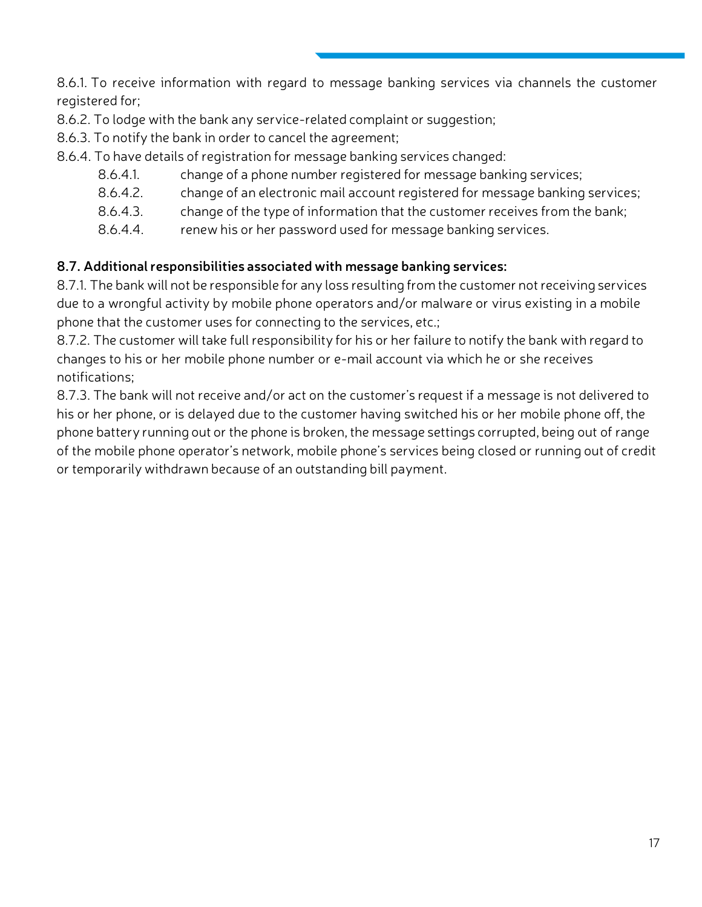8.6.1. To receive information with regard to message banking services via channels the customer registered for;

8.6.2. To lodge with the bank any service-related complaint or suggestion;

8.6.3. To notify the bank in order to cancel the agreement;

8.6.4. To have details of registration for message banking services changed:

- 8.6.4.1. change of a phone number registered for message banking services;
- 8.6.4.2. change of an electronic mail account registered for message banking services;
- 8.6.4.3. change of the type of information that the customer receives from the bank;
- 8.6.4.4. renew his or her password used for message banking services.

**8.7. Additional responsibilities associated with message banking services:**

8.7.1. The bank will not be responsible for any loss resulting from the customer not receiving services due to a wrongful activity by mobile phone operators and/or malware or virus existing in a mobile phone that the customer uses for connecting to the services, etc.;

8.7.2. The customer will take full responsibility for his or her failure to notify the bank with regard to changes to his or her mobile phone number or e-mail account via which he or she receives notifications;

8.7.3. The bank will not receive and/or act on the customer's request if a message is not delivered to his or her phone, or is delayed due to the customer having switched his or her mobile phone off, the phone battery running out or the phone is broken, the message settings corrupted, being out of range of the mobile phone operator's network, mobile phone's services being closed or running out of credit or temporarily withdrawn because of an outstanding bill payment.